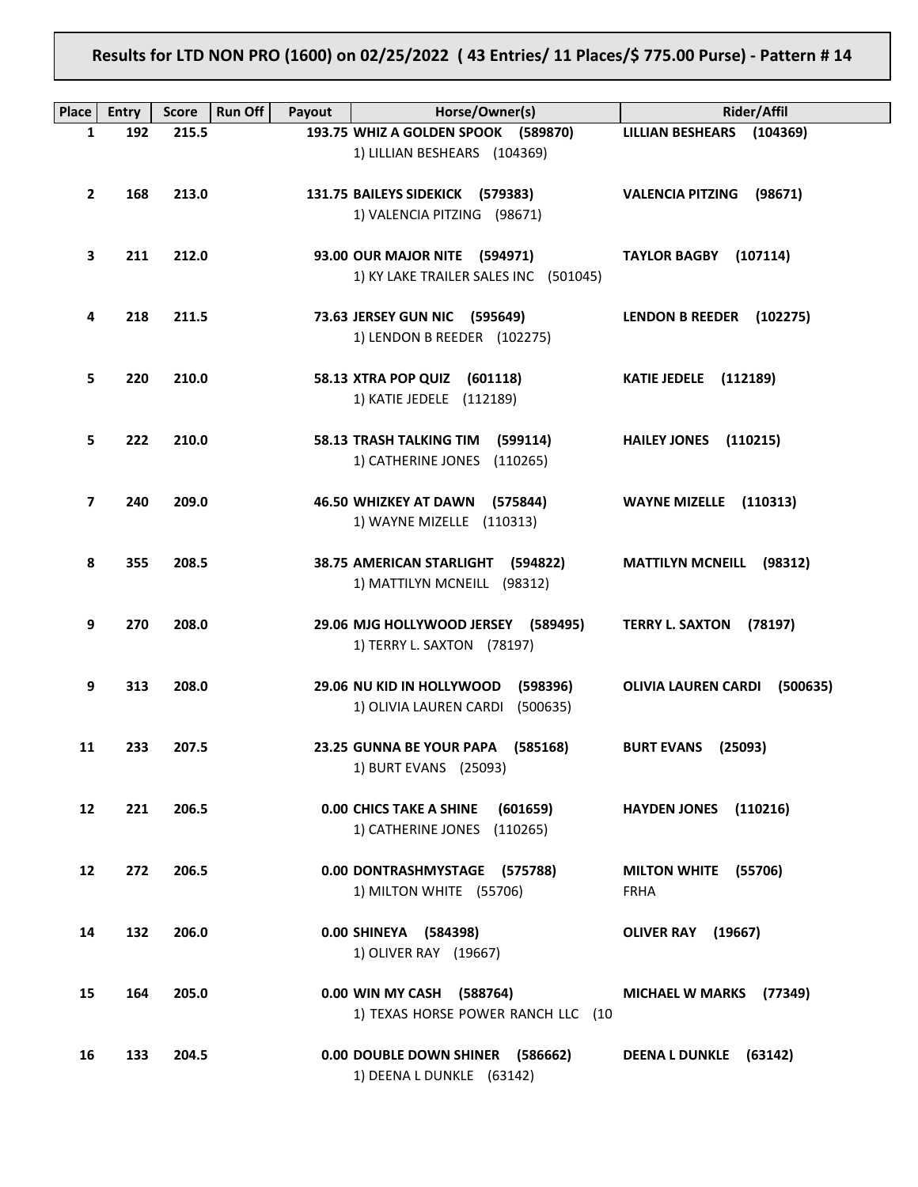# Results for LTD NON PRO (1600) on 02/25/2022 ( 43 Entries/ 11 Places/$ 775.00 Purse) - Pattern # 14

| Place | Entry | Score | Run Off | Payout | Horse/Owner(s) | Rider/Affil |
|---|---|---|---|---|---|---|
| 1 | 192 | 215.5 | | 193.75 | **WHIZ A GOLDEN SPOOK (589870)**<br>1) LILLIAN BESHEARS (104369) | **LILLIAN BESHEARS (104369)** |
| 2 | 168 | 213.0 | | 131.75 | **BAILEYS SIDEKICK (579383)**<br>1) VALENCIA PITZING (98671) | **VALENCIA PITZING (98671)** |
| 3 | 211 | 212.0 | | 93.00 | **OUR MAJOR NITE (594971)**<br>1) KY LAKE TRAILER SALES INC (501045) | **TAYLOR BAGBY (107114)** |
| 4 | 218 | 211.5 | | 73.63 | **JERSEY GUN NIC (595649)**<br>1) LENDON B REEDER (102275) | **LENDON B REEDER (102275)** |
| 5 | 220 | 210.0 | | 58.13 | **XTRA POP QUIZ (601118)**<br>1) KATIE JEDELE (112189) | **KATIE JEDELE (112189)** |
| 5 | 222 | 210.0 | | 58.13 | **TRASH TALKING TIM (599114)**<br>1) CATHERINE JONES (110265) | **HAILEY JONES (110215)** |
| 7 | 240 | 209.0 | | 46.50 | **WHIZKEY AT DAWN (575844)**<br>1) WAYNE MIZELLE (110313) | **WAYNE MIZELLE (110313)** |
| 8 | 355 | 208.5 | | 38.75 | **AMERICAN STARLIGHT (594822)**<br>1) MATTILYN MCNEILL (98312) | **MATTILYN MCNEILL (98312)** |
| 9 | 270 | 208.0 | | 29.06 | **MJG HOLLYWOOD JERSEY (589495)**<br>1) TERRY L. SAXTON (78197) | **TERRY L. SAXTON (78197)** |
| 9 | 313 | 208.0 | | 29.06 | **NU KID IN HOLLYWOOD (598396)**<br>1) OLIVIA LAUREN CARDI (500635) | **OLIVIA LAUREN CARDI (500635)** |
| 11 | 233 | 207.5 | | 23.25 | **GUNNA BE YOUR PAPA (585168)**<br>1) BURT EVANS (25093) | **BURT EVANS (25093)** |
| 12 | 221 | 206.5 | | 0.00 | **CHICS TAKE A SHINE (601659)**<br>1) CATHERINE JONES (110265) | **HAYDEN JONES (110216)** |
| 12 | 272 | 206.5 | | 0.00 | **DONTRASHMYSTAGE (575788)**<br>1) MILTON WHITE (55706) | **MILTON WHITE (55706)**<br>FRHA |
| 14 | 132 | 206.0 | | 0.00 | **SHINEYA (584398)**<br>1) OLIVER RAY (19667) | **OLIVER RAY (19667)** |
| 15 | 164 | 205.0 | | 0.00 | **WIN MY CASH (588764)**<br>1) TEXAS HORSE POWER RANCH LLC (10 | **MICHAEL W MARKS (77349)** |
| 16 | 133 | 204.5 | | 0.00 | **DOUBLE DOWN SHINER (586662)**<br>1) DEENA L DUNKLE (63142) | **DEENA L DUNKLE (63142)** |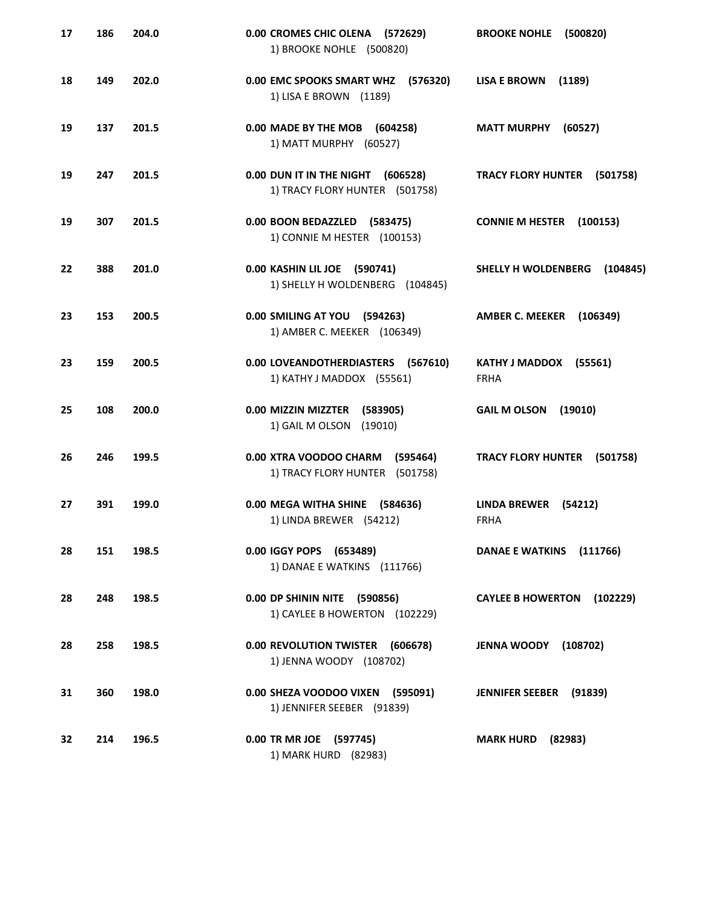| | | | | |
|---|---|---|---|---|
| 17 | 186 | 204.0 | 0.00 **CROMES CHIC OLENA (572629)**<br>1) BROOKE NOHLE (500820) | **BROOKE NOHLE (500820)** |
| 18 | 149 | 202.0 | 0.00 **EMC SPOOKS SMART WHZ (576320)**<br>1) LISA E BROWN (1189) | **LISA E BROWN (1189)** |
| 19 | 137 | 201.5 | 0.00 **MADE BY THE MOB (604258)**<br>1) MATT MURPHY (60527) | **MATT MURPHY (60527)** |
| 19 | 247 | 201.5 | 0.00 **DUN IT IN THE NIGHT (606528)**<br>1) TRACY FLORY HUNTER (501758) | **TRACY FLORY HUNTER (501758)** |
| 19 | 307 | 201.5 | 0.00 **BOON BEDAZZLED (583475)**<br>1) CONNIE M HESTER (100153) | **CONNIE M HESTER (100153)** |
| 22 | 388 | 201.0 | 0.00 **KASHIN LIL JOE (590741)**<br>1) SHELLY H WOLDENBERG (104845) | **SHELLY H WOLDENBERG (104845)** |
| 23 | 153 | 200.5 | 0.00 **SMILING AT YOU (594263)**<br>1) AMBER C. MEEKER (106349) | **AMBER C. MEEKER (106349)** |
| 23 | 159 | 200.5 | 0.00 **LOVEANDOTHERDIASTERS (567610)**<br>1) KATHY J MADDOX (55561) | **KATHY J MADDOX (55561)**<br>FRHA |
| 25 | 108 | 200.0 | 0.00 **MIZZIN MIZZTER (583905)**<br>1) GAIL M OLSON (19010) | **GAIL M OLSON (19010)** |
| 26 | 246 | 199.5 | 0.00 **XTRA VOODOO CHARM (595464)**<br>1) TRACY FLORY HUNTER (501758) | **TRACY FLORY HUNTER (501758)** |
| 27 | 391 | 199.0 | 0.00 **MEGA WITHA SHINE (584636)**<br>1) LINDA BREWER (54212) | **LINDA BREWER (54212)**<br>FRHA |
| 28 | 151 | 198.5 | 0.00 **IGGY POPS (653489)**<br>1) DANAE E WATKINS (111766) | **DANAE E WATKINS (111766)** |
| 28 | 248 | 198.5 | 0.00 **DP SHININ NITE (590856)**<br>1) CAYLEE B HOWERTON (102229) | **CAYLEE B HOWERTON (102229)** |
| 28 | 258 | 198.5 | 0.00 **REVOLUTION TWISTER (606678)**<br>1) JENNA WOODY (108702) | **JENNA WOODY (108702)** |
| 31 | 360 | 198.0 | 0.00 **SHEZA VOODOO VIXEN (595091)**<br>1) JENNIFER SEEBER (91839) | **JENNIFER SEEBER (91839)** |
| 32 | 214 | 196.5 | 0.00 **TR MR JOE (597745)**<br>1) MARK HURD (82983) | **MARK HURD (82983)** |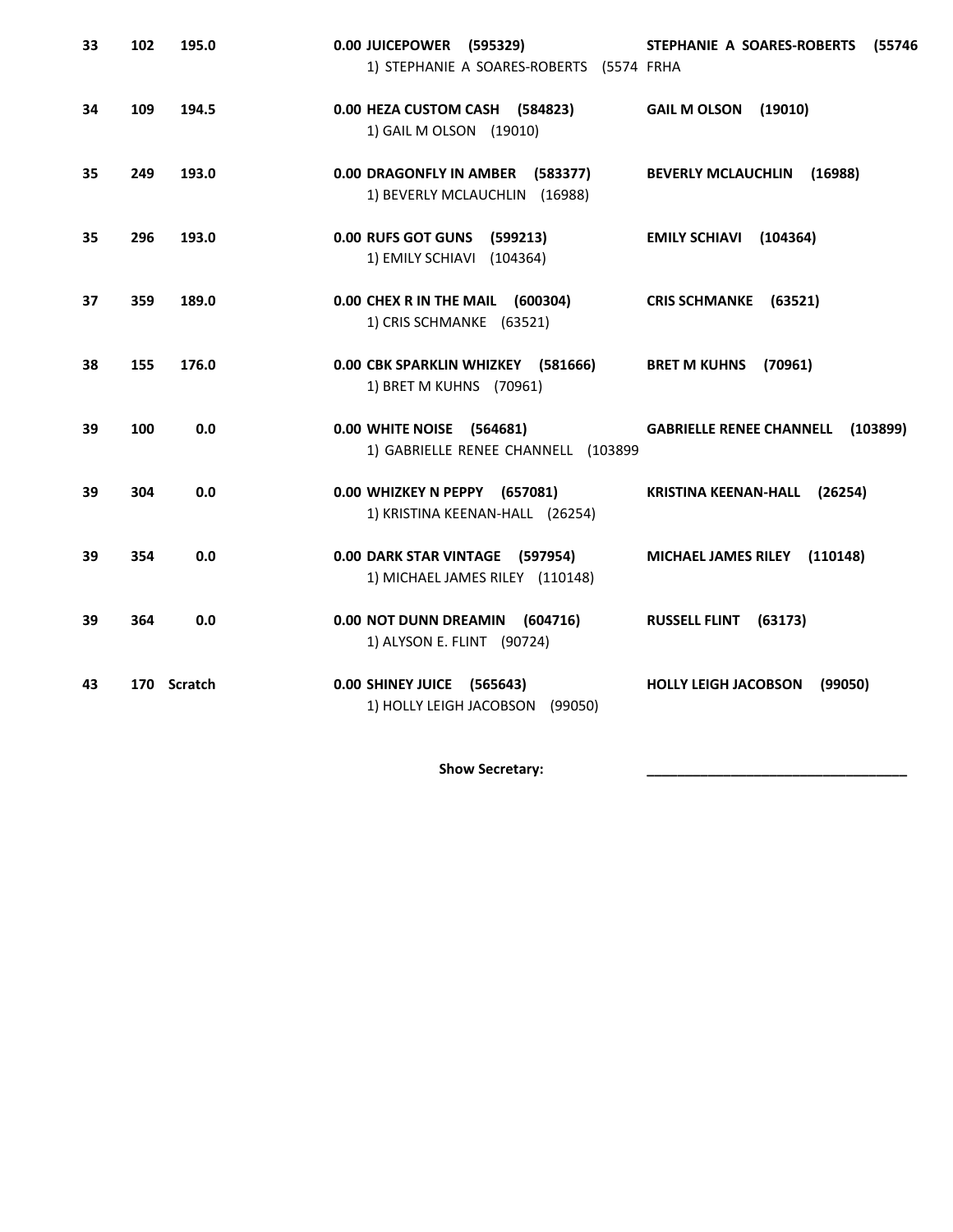| | | | | |
|---|---|---|---|---|
| **33** | **102** | **195.0** | **0.00 JUICEPOWER (595329)**<br>1) STEPHANIE A SOARES-ROBERTS (5574 FRHA | **STEPHANIE A SOARES-ROBERTS (55746** |
| **34** | **109** | **194.5** | **0.00 HEZA CUSTOM CASH (584823)**<br>1) GAIL M OLSON (19010) | **GAIL M OLSON (19010)** |
| **35** | **249** | **193.0** | **0.00 DRAGONFLY IN AMBER (583377)**<br>1) BEVERLY MCLAUCHLIN (16988) | **BEVERLY MCLAUCHLIN (16988)** |
| **35** | **296** | **193.0** | **0.00 RUFS GOT GUNS (599213)**<br>1) EMILY SCHIAVI (104364) | **EMILY SCHIAVI (104364)** |
| **37** | **359** | **189.0** | **0.00 CHEX R IN THE MAIL (600304)**<br>1) CRIS SCHMANKE (63521) | **CRIS SCHMANKE (63521)** |
| **38** | **155** | **176.0** | **0.00 CBK SPARKLIN WHIZKEY (581666)**<br>1) BRET M KUHNS (70961) | **BRET M KUHNS (70961)** |
| **39** | **100** | **0.0** | **0.00 WHITE NOISE (564681)**<br>1) GABRIELLE RENEE CHANNELL (103899 | **GABRIELLE RENEE CHANNELL (103899)** |
| **39** | **304** | **0.0** | **0.00 WHIZKEY N PEPPY (657081)**<br>1) KRISTINA KEENAN-HALL (26254) | **KRISTINA KEENAN-HALL (26254)** |
| **39** | **354** | **0.0** | **0.00 DARK STAR VINTAGE (597954)**<br>1) MICHAEL JAMES RILEY (110148) | **MICHAEL JAMES RILEY (110148)** |
| **39** | **364** | **0.0** | **0.00 NOT DUNN DREAMIN (604716)**<br>1) ALYSON E. FLINT (90724) | **RUSSELL FLINT (63173)** |
| **43** | **170** | **Scratch** | **0.00 SHINEY JUICE (565643)**<br>1) HOLLY LEIGH JACOBSON (99050) | **HOLLY LEIGH JACOBSON (99050)** |

**Show Secretary:** ________________________________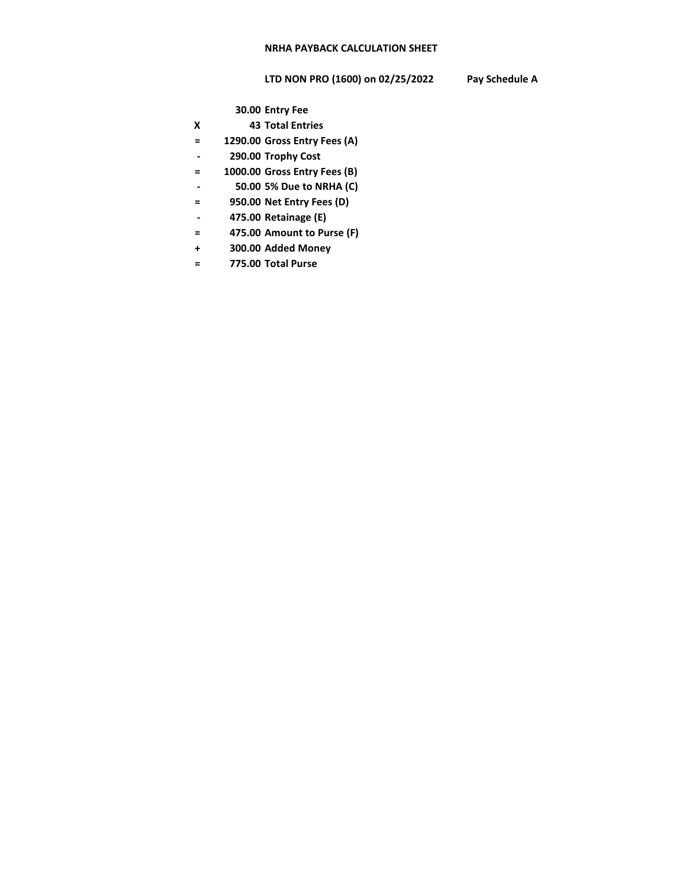**NRHA PAYBACK CALCULATION SHEET**

**LTD NON PRO (1600) on 02/25/2022** **Pay Schedule A**

| | | |
|---|---|---|
| | **30.00** | **Entry Fee** |
| **X** | **43** | **Total Entries** |
| **=** | **1290.00** | **Gross Entry Fees (A)** |
| **-** | **290.00** | **Trophy Cost** |
| **=** | **1000.00** | **Gross Entry Fees (B)** |
| **-** | **50.00** | **5% Due to NRHA (C)** |
| **=** | **950.00** | **Net Entry Fees (D)** |
| **-** | **475.00** | **Retainage (E)** |
| **=** | **475.00** | **Amount to Purse (F)** |
| **+** | **300.00** | **Added Money** |
| **=** | **775.00** | **Total Purse** |